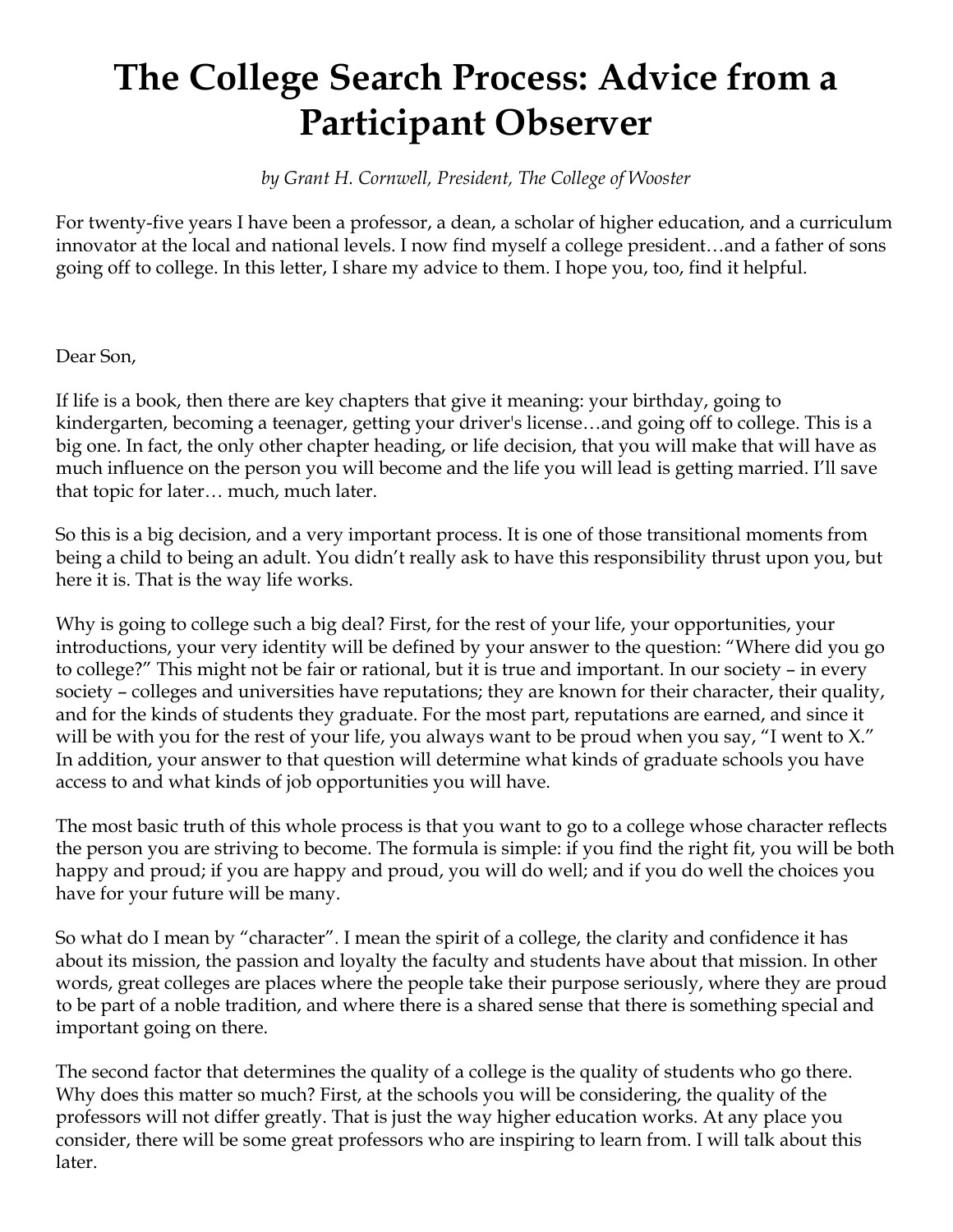# The College Search Process: Advice from a Participant Observer

*by Grant H. Cornwell, President, The College of Wooster*

For twenty-five years I have been a professor, a dean, a scholar of higher education, and a curriculum innovator at the local and national levels. I now find myself a college president…and a father of sons going off to college. In this letter, I share my advice to them. I hope you, too, find it helpful.

Dear Son,

If life is a book, then there are key chapters that give it meaning: your birthday, going to kindergarten, becoming a teenager, getting your driver's license…and going off to college. This is a big one. In fact, the only other chapter heading, or life decision, that you will make that will have as much influence on the person you will become and the life you will lead is getting married. I'll save that topic for later… much, much later.

So this is a big decision, and a very important process. It is one of those transitional moments from being a child to being an adult. You didn't really ask to have this responsibility thrust upon you, but here it is. That is the way life works.

Why is going to college such a big deal? First, for the rest of your life, your opportunities, your introductions, your very identity will be defined by your answer to the question: "Where did you go to college?" This might not be fair or rational, but it is true and important. In our society – in every society – colleges and universities have reputations; they are known for their character, their quality, and for the kinds of students they graduate. For the most part, reputations are earned, and since it will be with you for the rest of your life, you always want to be proud when you say, "I went to X." In addition, your answer to that question will determine what kinds of graduate schools you have access to and what kinds of job opportunities you will have.

The most basic truth of this whole process is that you want to go to a college whose character reflects the person you are striving to become. The formula is simple: if you find the right fit, you will be both happy and proud; if you are happy and proud, you will do well; and if you do well the choices you have for your future will be many.

So what do I mean by "character". I mean the spirit of a college, the clarity and confidence it has about its mission, the passion and loyalty the faculty and students have about that mission. In other words, great colleges are places where the people take their purpose seriously, where they are proud to be part of a noble tradition, and where there is a shared sense that there is something special and important going on there.

The second factor that determines the quality of a college is the quality of students who go there. Why does this matter so much? First, at the schools you will be considering, the quality of the professors will not differ greatly. That is just the way higher education works. At any place you consider, there will be some great professors who are inspiring to learn from. I will talk about this later.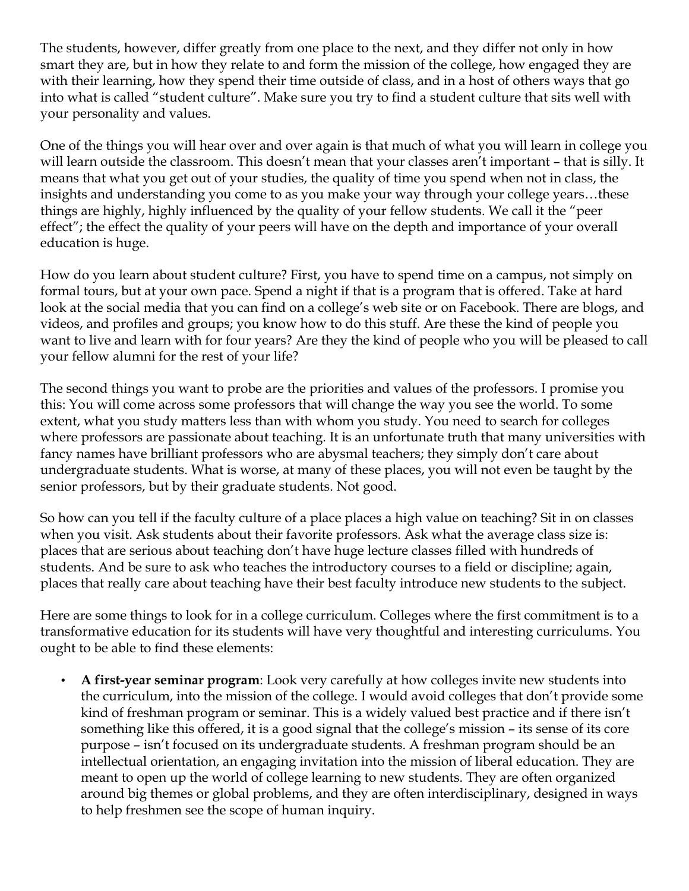The students, however, differ greatly from one place to the next, and they differ not only in how smart they are, but in how they relate to and form the mission of the college, how engaged they are with their learning, how they spend their time outside of class, and in a host of others ways that go into what is called "student culture". Make sure you try to find a student culture that sits well with your personality and values.

One of the things you will hear over and over again is that much of what you will learn in college you will learn outside the classroom. This doesn't mean that your classes aren't important – that is silly. It means that what you get out of your studies, the quality of time you spend when not in class, the insights and understanding you come to as you make your way through your college years…these things are highly, highly influenced by the quality of your fellow students. We call it the "peer effect"; the effect the quality of your peers will have on the depth and importance of your overall education is huge.

How do you learn about student culture? First, you have to spend time on a campus, not simply on formal tours, but at your own pace. Spend a night if that is a program that is offered. Take at hard look at the social media that you can find on a college's web site or on Facebook. There are blogs, and videos, and profiles and groups; you know how to do this stuff. Are these the kind of people you want to live and learn with for four years? Are they the kind of people who you will be pleased to call your fellow alumni for the rest of your life?

The second things you want to probe are the priorities and values of the professors. I promise you this: You will come across some professors that will change the way you see the world. To some extent, what you study matters less than with whom you study. You need to search for colleges where professors are passionate about teaching. It is an unfortunate truth that many universities with fancy names have brilliant professors who are abysmal teachers; they simply don't care about undergraduate students. What is worse, at many of these places, you will not even be taught by the senior professors, but by their graduate students. Not good.

So how can you tell if the faculty culture of a place places a high value on teaching? Sit in on classes when you visit. Ask students about their favorite professors. Ask what the average class size is: places that are serious about teaching don't have huge lecture classes filled with hundreds of students. And be sure to ask who teaches the introductory courses to a field or discipline; again, places that really care about teaching have their best faculty introduce new students to the subject.

Here are some things to look for in a college curriculum. Colleges where the first commitment is to a transformative education for its students will have very thoughtful and interesting curriculums. You ought to be able to find these elements:

- **A first-year seminar program**: Look very carefully at how colleges invite new students into the curriculum, into the mission of the college. I would avoid colleges that don't provide some kind of freshman program or seminar. This is a widely valued best practice and if there isn't something like this offered, it is a good signal that the college's mission – its sense of its core purpose – isn't focused on its undergraduate students. A freshman program should be an intellectual orientation, an engaging invitation into the mission of liberal education. They are meant to open up the world of college learning to new students. They are often organized around big themes or global problems, and they are often interdisciplinary, designed in ways to help freshmen see the scope of human inquiry.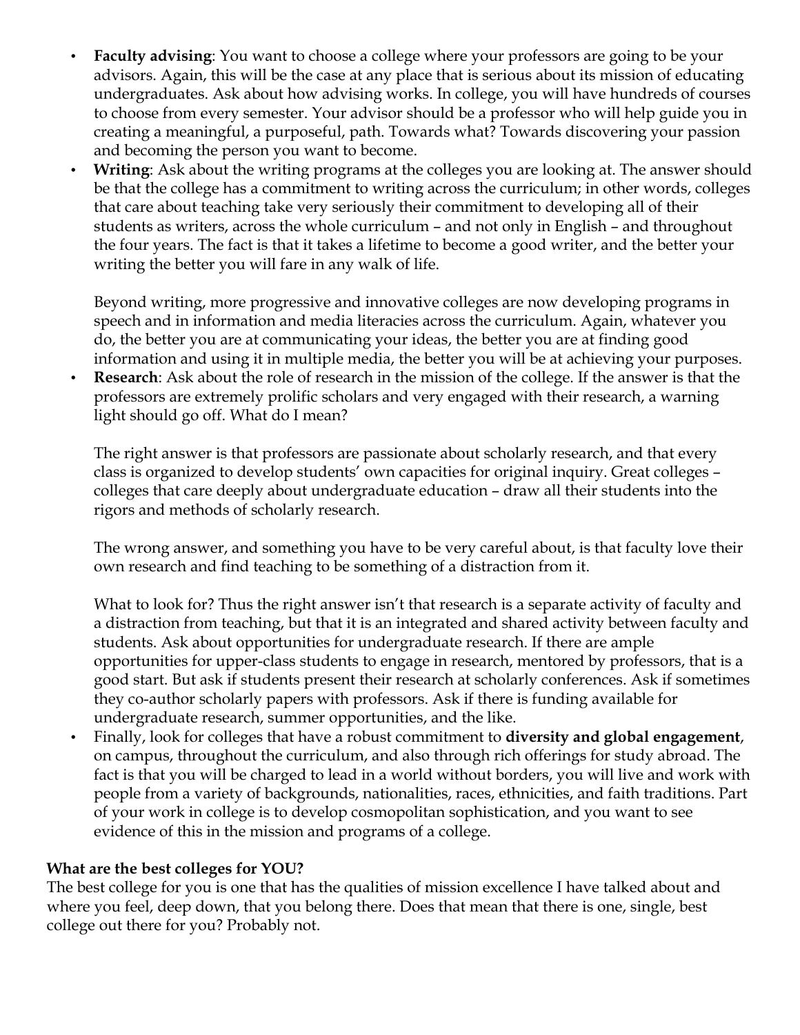- **Faculty advising**: You want to choose a college where your professors are going to be your advisors. Again, this will be the case at any place that is serious about its mission of educating undergraduates. Ask about how advising works. In college, you will have hundreds of courses to choose from every semester. Your advisor should be a professor who will help guide you in creating a meaningful, a purposeful, path. Towards what? Towards discovering your passion and becoming the person you want to become.
- **Writing**: Ask about the writing programs at the colleges you are looking at. The answer should be that the college has a commitment to writing across the curriculum; in other words, colleges that care about teaching take very seriously their commitment to developing all of their students as writers, across the whole curriculum – and not only in English – and throughout the four years. The fact is that it takes a lifetime to become a good writer, and the better your writing the better you will fare in any walk of life.

  Beyond writing, more progressive and innovative colleges are now developing programs in speech and in information and media literacies across the curriculum. Again, whatever you do, the better you are at communicating your ideas, the better you are at finding good information and using it in multiple media, the better you will be at achieving your purposes.
- **Research**: Ask about the role of research in the mission of the college. If the answer is that the professors are extremely prolific scholars and very engaged with their research, a warning light should go off. What do I mean?

  The right answer is that professors are passionate about scholarly research, and that every class is organized to develop students' own capacities for original inquiry. Great colleges – colleges that care deeply about undergraduate education – draw all their students into the rigors and methods of scholarly research.

  The wrong answer, and something you have to be very careful about, is that faculty love their own research and find teaching to be something of a distraction from it.

  What to look for? Thus the right answer isn't that research is a separate activity of faculty and a distraction from teaching, but that it is an integrated and shared activity between faculty and students. Ask about opportunities for undergraduate research. If there are ample opportunities for upper-class students to engage in research, mentored by professors, that is a good start. But ask if students present their research at scholarly conferences. Ask if sometimes they co-author scholarly papers with professors. Ask if there is funding available for undergraduate research, summer opportunities, and the like.
- Finally, look for colleges that have a robust commitment to **diversity and global engagement**, on campus, throughout the curriculum, and also through rich offerings for study abroad. The fact is that you will be charged to lead in a world without borders, you will live and work with people from a variety of backgrounds, nationalities, races, ethnicities, and faith traditions. Part of your work in college is to develop cosmopolitan sophistication, and you want to see evidence of this in the mission and programs of a college.

**What are the best colleges for YOU?**

The best college for you is one that has the qualities of mission excellence I have talked about and where you feel, deep down, that you belong there. Does that mean that there is one, single, best college out there for you? Probably not.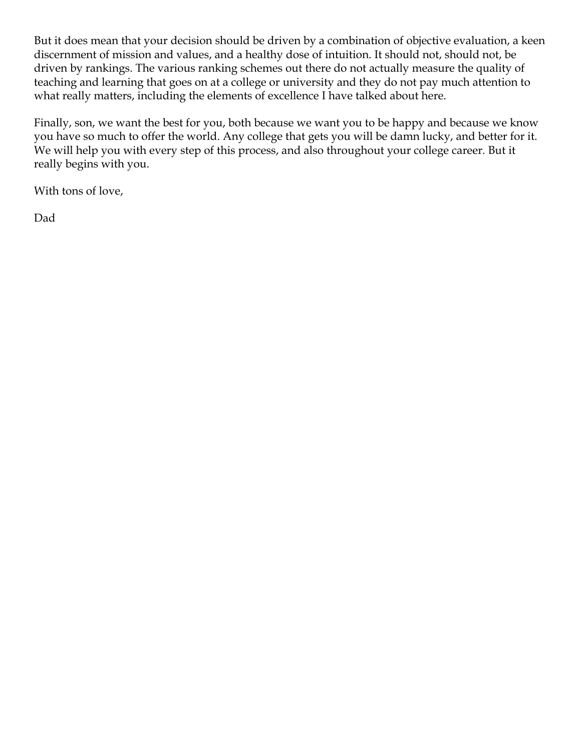But it does mean that your decision should be driven by a combination of objective evaluation, a keen discernment of mission and values, and a healthy dose of intuition. It should not, should not, be driven by rankings. The various ranking schemes out there do not actually measure the quality of teaching and learning that goes on at a college or university and they do not pay much attention to what really matters, including the elements of excellence I have talked about here.

Finally, son, we want the best for you, both because we want you to be happy and because we know you have so much to offer the world. Any college that gets you will be damn lucky, and better for it. We will help you with every step of this process, and also throughout your college career. But it really begins with you.

With tons of love,

Dad